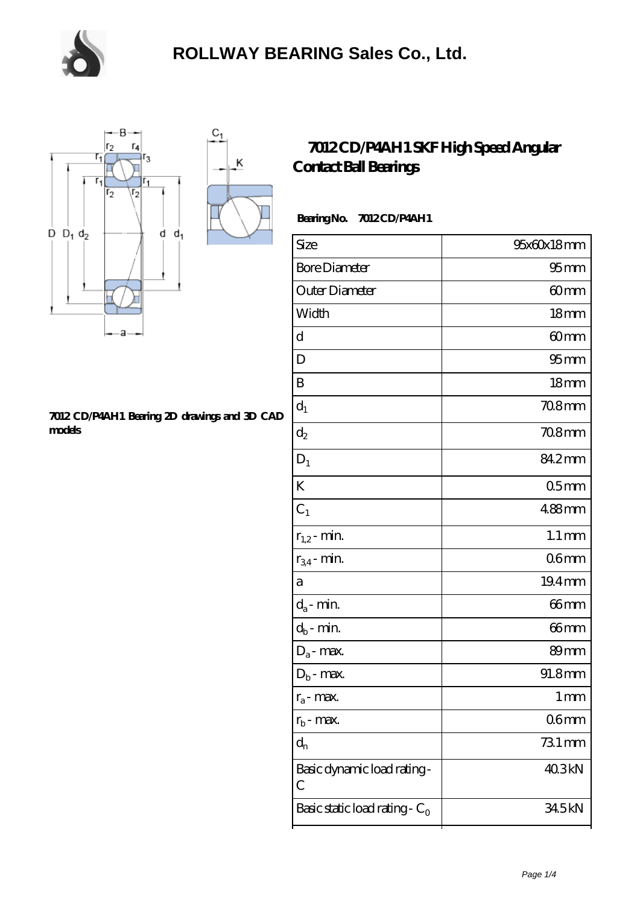# ROLLWAY BEARING Sales Co., Ltd.

## 7012 CD/P4AH1 SKF High Speed Angular Contact Ball Bearings

**Bearing No. 7012 CD/P4AH1**

**7012 CD/P4AH1 Bearing 2D drawings and 3D CAD models**

| | |
|---|---|
| Size | 95x60x18 mm |
| Bore Diameter | 95 mm |
| Outer Diameter | 60 mm |
| Width | 18 mm |
| d | 60 mm |
| D | 95 mm |
| B | 18 mm |
| $d_1$ | 70.8 mm |
| $d_2$ | 70.8 mm |
| $D_1$ | 84.2 mm |
| K | 0.5 mm |
| $C_1$ | 4.88 mm |
| $r_{1,2}$ - min. | 1.1 mm |
| $r_{3,4}$ - min. | 0.6 mm |
| a | 19.4 mm |
| $d_a$ - min. | 66 mm |
| $d_b$ - min. | 66 mm |
| $D_a$ - max. | 89 mm |
| $D_b$ - max. | 91.8 mm |
| $r_a$ - max. | 1 mm |
| $r_b$ - max. | 0.6 mm |
| $d_n$ | 73.1 mm |
| Basic dynamic load rating - C | 40.3 kN |
| Basic static load rating - $C_0$ | 34.5 kN |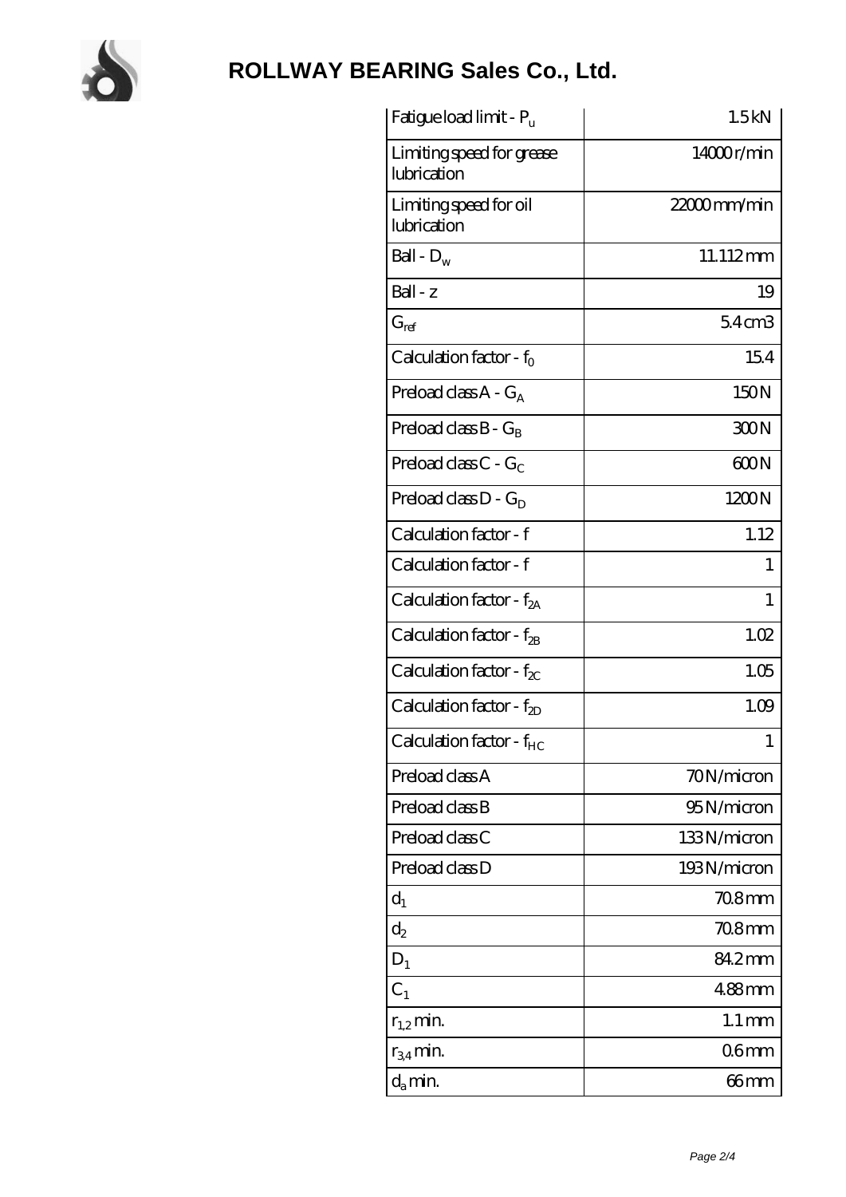# ROLLWAY BEARING Sales Co., Ltd.

| | |
|---|---|
| Fatigue load limit - $P_u$ | 1.5 kN |
| Limiting speed for grease lubrication | 14000 r/min |
| Limiting speed for oil lubrication | 22000 mm/min |
| Ball - $D_w$ | 11.112 mm |
| Ball - z | 19 |
| $G_{ref}$ | 5.4 cm3 |
| Calculation factor - $f_0$ | 15.4 |
| Preload class A - $G_A$ | 150 N |
| Preload class B - $G_B$ | 300 N |
| Preload class C - $G_C$ | 600 N |
| Preload class D - $G_D$ | 1200 N |
| Calculation factor - f | 1.12 |
| Calculation factor - f | 1 |
| Calculation factor - $f_{2A}$ | 1 |
| Calculation factor - $f_{2B}$ | 1.02 |
| Calculation factor - $f_{2C}$ | 1.05 |
| Calculation factor - $f_{2D}$ | 1.09 |
| Calculation factor - $f_{HC}$ | 1 |
| Preload class A | 70 N/micron |
| Preload class B | 95 N/micron |
| Preload class C | 133 N/micron |
| Preload class D | 193 N/micron |
| $d_1$ | 70.8 mm |
| $d_2$ | 70.8 mm |
| $D_1$ | 84.2 mm |
| $C_1$ | 4.88 mm |
| $r_{1,2}$ min. | 1.1 mm |
| $r_{3,4}$ min. | 0.6 mm |
| $d_a$ min. | 66 mm |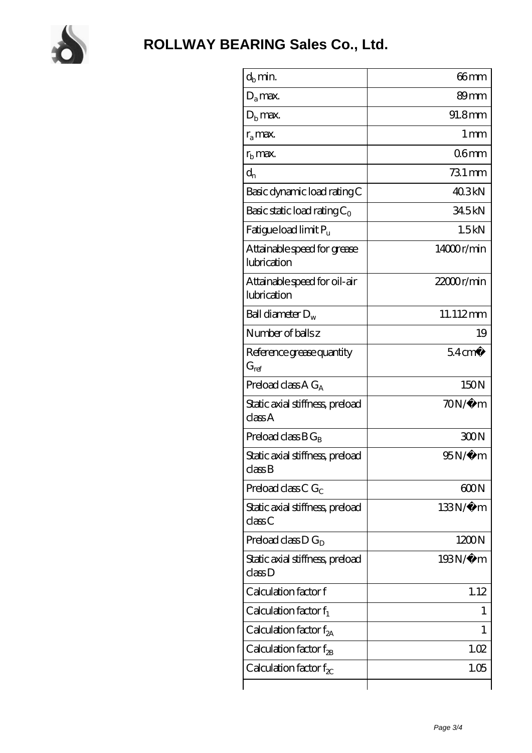# ROLLWAY BEARING Sales Co., Ltd.

| | |
|---|---|
| $d_b$ min. | 66 mm |
| $D_a$ max. | 89 mm |
| $D_b$ max. | 91.8 mm |
| $r_a$ max. | 1 mm |
| $r_b$ max. | 0.6 mm |
| $d_n$ | 73.1 mm |
| Basic dynamic load rating C | 40.3 kN |
| Basic static load rating $C_0$ | 34.5 kN |
| Fatigue load limit $P_u$ | 1.5 kN |
| Attainable speed for grease lubrication | 14000 r/min |
| Attainable speed for oil-air lubrication | 22000 r/min |
| Ball diameter $D_w$ | 11.112 mm |
| Number of balls z | 19 |
| Reference grease quantity $G_{ref}$ | 5.4 cm� |
| Preload class A $G_A$ | 150 N |
| Static axial stiffness, preload class A | 70 N/�m |
| Preload class B $G_B$ | 300 N |
| Static axial stiffness, preload class B | 95 N/�m |
| Preload class C $G_C$ | 600 N |
| Static axial stiffness, preload class C | 133 N/�m |
| Preload class D $G_D$ | 1200 N |
| Static axial stiffness, preload class D | 193 N/�m |
| Calculation factor f | 1.12 |
| Calculation factor $f_1$ | 1 |
| Calculation factor $f_{2A}$ | 1 |
| Calculation factor $f_{2B}$ | 1.02 |
| Calculation factor $f_{2C}$ | 1.05 |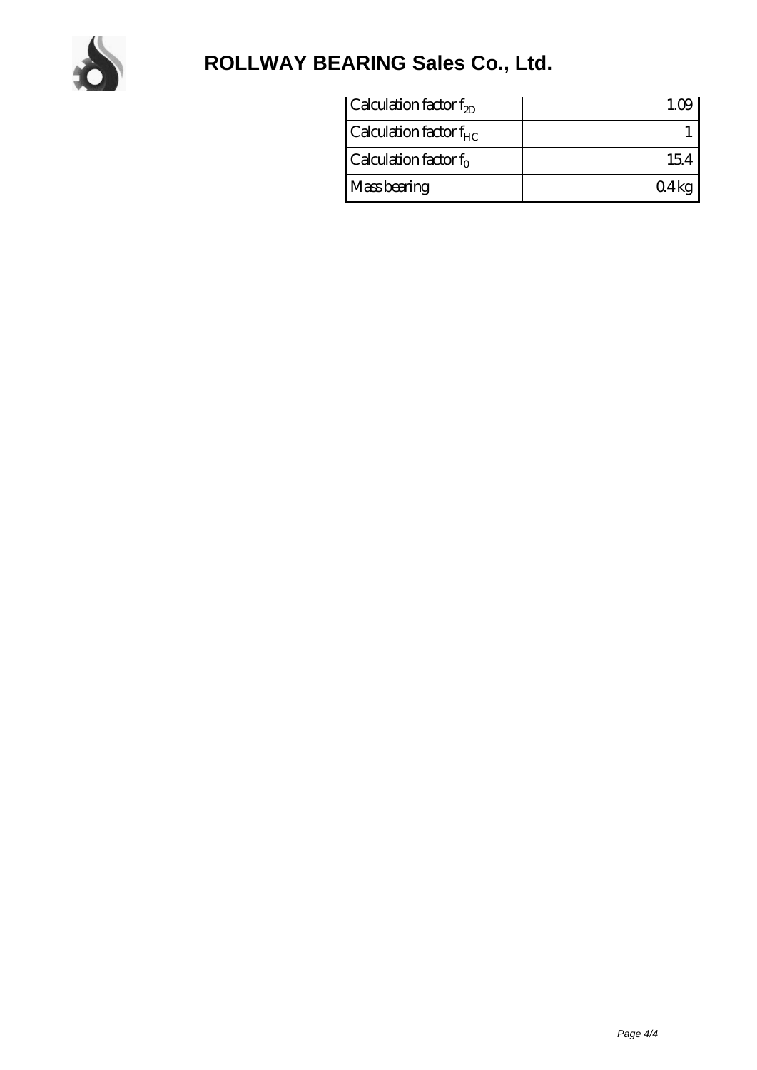| | |
|---|---|
| Calculation factor $f_{2D}$ | 1.09 |
| Calculation factor $f_{HC}$ | 1 |
| Calculation factor $f_0$ | 15.4 |
| Mass bearing | 0.4 kg |